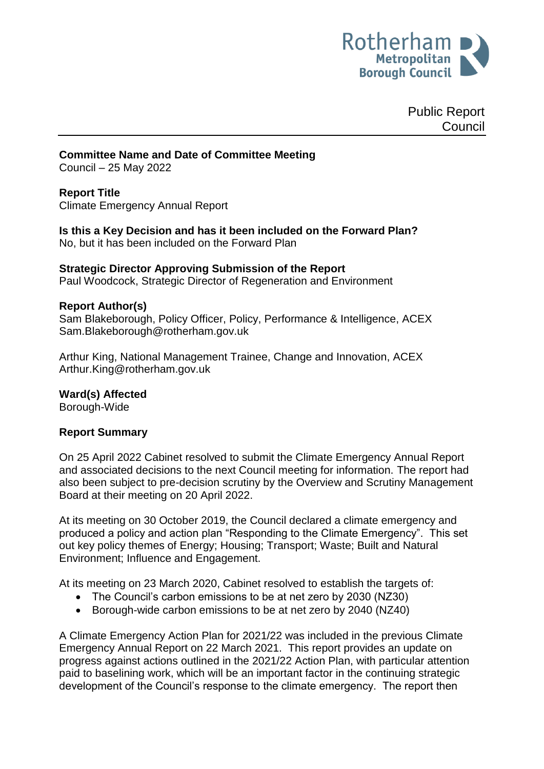Public Report
Council

**Committee Name and Date of Committee Meeting**
Council – 25 May 2022

**Report Title**
Climate Emergency Annual Report

**Is this a Key Decision and has it been included on the Forward Plan?**
No, but it has been included on the Forward Plan

**Strategic Director Approving Submission of the Report**
Paul Woodcock, Strategic Director of Regeneration and Environment

**Report Author(s)**
Sam Blakeborough, Policy Officer, Policy, Performance & Intelligence, ACEX
Sam.Blakeborough@rotherham.gov.uk

Arthur King, National Management Trainee, Change and Innovation, ACEX
Arthur.King@rotherham.gov.uk

**Ward(s) Affected**
Borough-Wide

**Report Summary**

On 25 April 2022 Cabinet resolved to submit the Climate Emergency Annual Report and associated decisions to the next Council meeting for information. The report had also been subject to pre-decision scrutiny by the Overview and Scrutiny Management Board at their meeting on 20 April 2022.

At its meeting on 30 October 2019, the Council declared a climate emergency and produced a policy and action plan "Responding to the Climate Emergency". This set out key policy themes of Energy; Housing; Transport; Waste; Built and Natural Environment; Influence and Engagement.

At its meeting on 23 March 2020, Cabinet resolved to establish the targets of:

- The Council's carbon emissions to be at net zero by 2030 (NZ30)
- Borough-wide carbon emissions to be at net zero by 2040 (NZ40)

A Climate Emergency Action Plan for 2021/22 was included in the previous Climate Emergency Annual Report on 22 March 2021. This report provides an update on progress against actions outlined in the 2021/22 Action Plan, with particular attention paid to baselining work, which will be an important factor in the continuing strategic development of the Council's response to the climate emergency. The report then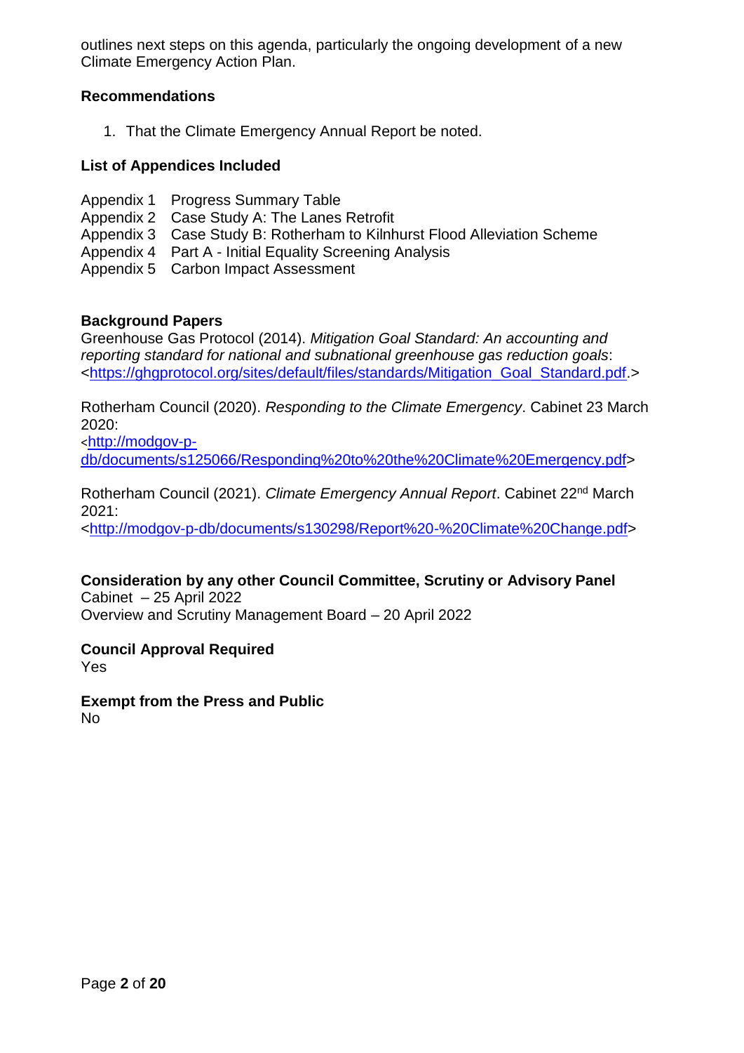outlines next steps on this agenda, particularly the ongoing development of a new Climate Emergency Action Plan.

**Recommendations**

1. That the Climate Emergency Annual Report be noted.

**List of Appendices Included**

Appendix 1 Progress Summary Table
Appendix 2 Case Study A: The Lanes Retrofit
Appendix 3 Case Study B: Rotherham to Kilnhurst Flood Alleviation Scheme
Appendix 4 Part A - Initial Equality Screening Analysis
Appendix 5 Carbon Impact Assessment

**Background Papers**

Greenhouse Gas Protocol (2014). *Mitigation Goal Standard: An accounting and reporting standard for national and subnational greenhouse gas reduction goals*: <https://ghgprotocol.org/sites/default/files/standards/Mitigation_Goal_Standard.pdf.>

Rotherham Council (2020). *Responding to the Climate Emergency*. Cabinet 23 March 2020:
<http://modgov-p-db/documents/s125066/Responding%20to%20the%20Climate%20Emergency.pdf>

Rotherham Council (2021). *Climate Emergency Annual Report*. Cabinet 22nd March 2021:
<http://modgov-p-db/documents/s130298/Report%20-%20Climate%20Change.pdf>

**Consideration by any other Council Committee, Scrutiny or Advisory Panel**

Cabinet – 25 April 2022
Overview and Scrutiny Management Board – 20 April 2022

**Council Approval Required**

Yes

**Exempt from the Press and Public**

No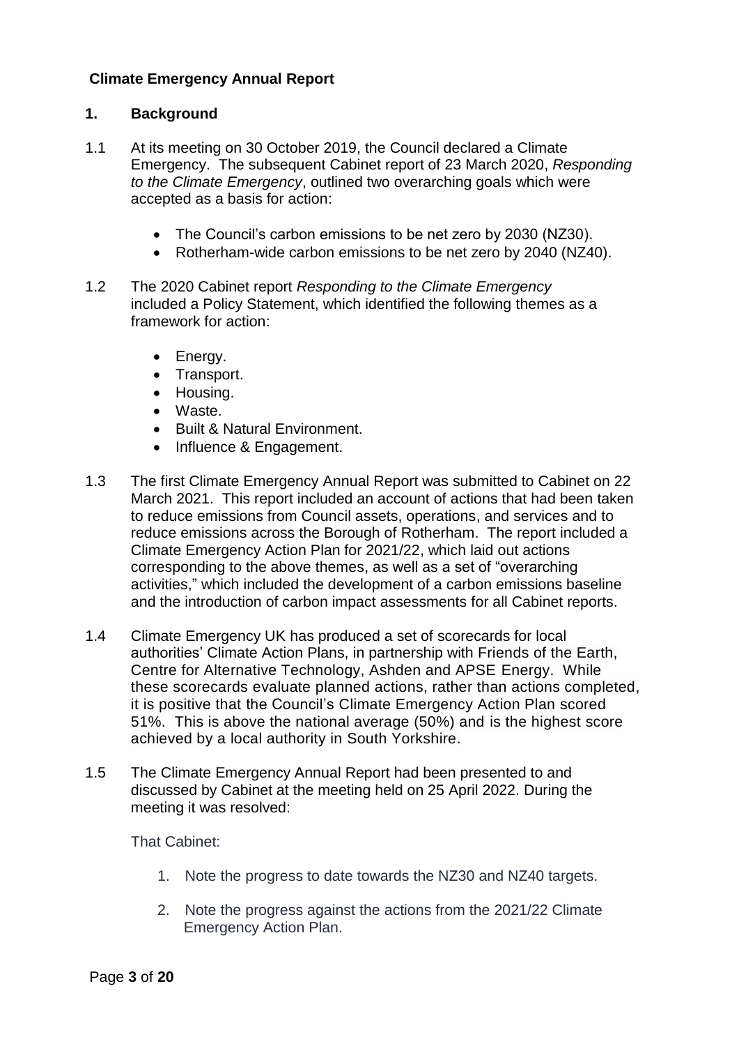**Climate Emergency Annual Report**

## 1. Background

1.1 At its meeting on 30 October 2019, the Council declared a Climate Emergency. The subsequent Cabinet report of 23 March 2020, *Responding to the Climate Emergency*, outlined two overarching goals which were accepted as a basis for action:

- The Council's carbon emissions to be net zero by 2030 (NZ30).
- Rotherham-wide carbon emissions to be net zero by 2040 (NZ40).

1.2 The 2020 Cabinet report *Responding to the Climate Emergency* included a Policy Statement, which identified the following themes as a framework for action:

- Energy.
- Transport.
- Housing.
- Waste.
- Built & Natural Environment.
- Influence & Engagement.

1.3 The first Climate Emergency Annual Report was submitted to Cabinet on 22 March 2021. This report included an account of actions that had been taken to reduce emissions from Council assets, operations, and services and to reduce emissions across the Borough of Rotherham. The report included a Climate Emergency Action Plan for 2021/22, which laid out actions corresponding to the above themes, as well as a set of "overarching activities," which included the development of a carbon emissions baseline and the introduction of carbon impact assessments for all Cabinet reports.

1.4 Climate Emergency UK has produced a set of scorecards for local authorities' Climate Action Plans, in partnership with Friends of the Earth, Centre for Alternative Technology, Ashden and APSE Energy. While these scorecards evaluate planned actions, rather than actions completed, it is positive that the Council's Climate Emergency Action Plan scored 51%. This is above the national average (50%) and is the highest score achieved by a local authority in South Yorkshire.

1.5 The Climate Emergency Annual Report had been presented to and discussed by Cabinet at the meeting held on 25 April 2022. During the meeting it was resolved:

That Cabinet:

1. Note the progress to date towards the NZ30 and NZ40 targets.
2. Note the progress against the actions from the 2021/22 Climate Emergency Action Plan.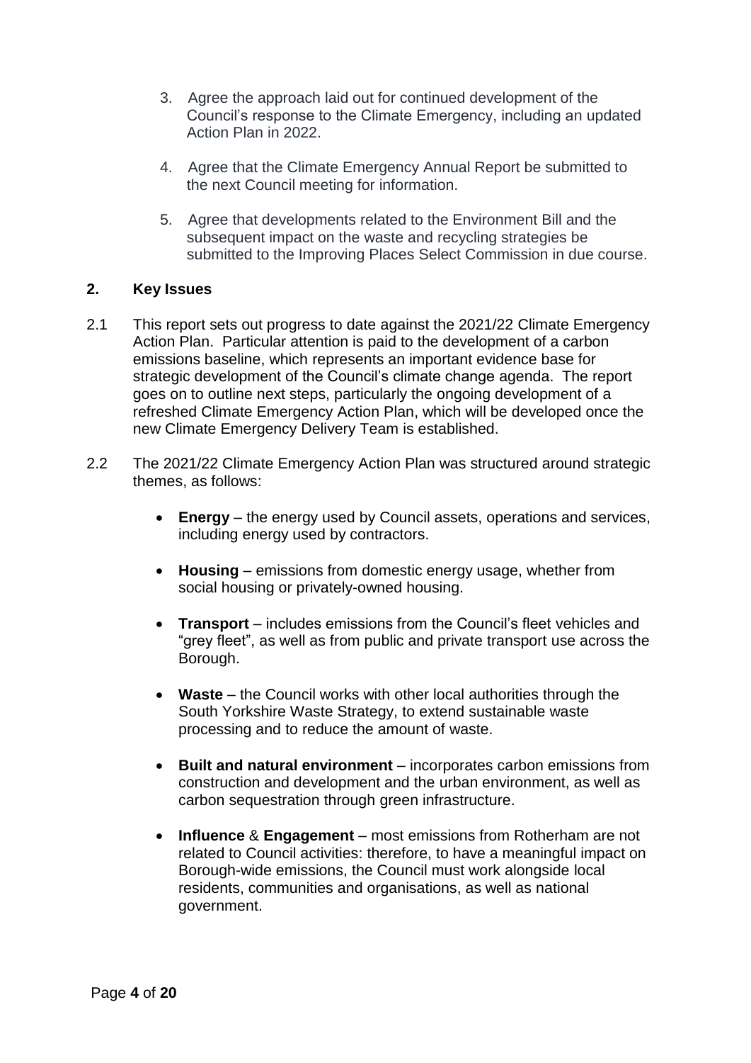3. Agree the approach laid out for continued development of the Council's response to the Climate Emergency, including an updated Action Plan in 2022.

4. Agree that the Climate Emergency Annual Report be submitted to the next Council meeting for information.

5. Agree that developments related to the Environment Bill and the subsequent impact on the waste and recycling strategies be submitted to the Improving Places Select Commission in due course.

## 2. Key Issues

2.1 This report sets out progress to date against the 2021/22 Climate Emergency Action Plan. Particular attention is paid to the development of a carbon emissions baseline, which represents an important evidence base for strategic development of the Council's climate change agenda. The report goes on to outline next steps, particularly the ongoing development of a refreshed Climate Emergency Action Plan, which will be developed once the new Climate Emergency Delivery Team is established.

2.2 The 2021/22 Climate Emergency Action Plan was structured around strategic themes, as follows:

- **Energy** – the energy used by Council assets, operations and services, including energy used by contractors.
- **Housing** – emissions from domestic energy usage, whether from social housing or privately-owned housing.
- **Transport** – includes emissions from the Council's fleet vehicles and "grey fleet", as well as from public and private transport use across the Borough.
- **Waste** – the Council works with other local authorities through the South Yorkshire Waste Strategy, to extend sustainable waste processing and to reduce the amount of waste.
- **Built and natural environment** – incorporates carbon emissions from construction and development and the urban environment, as well as carbon sequestration through green infrastructure.
- **Influence** & **Engagement** – most emissions from Rotherham are not related to Council activities: therefore, to have a meaningful impact on Borough-wide emissions, the Council must work alongside local residents, communities and organisations, as well as national government.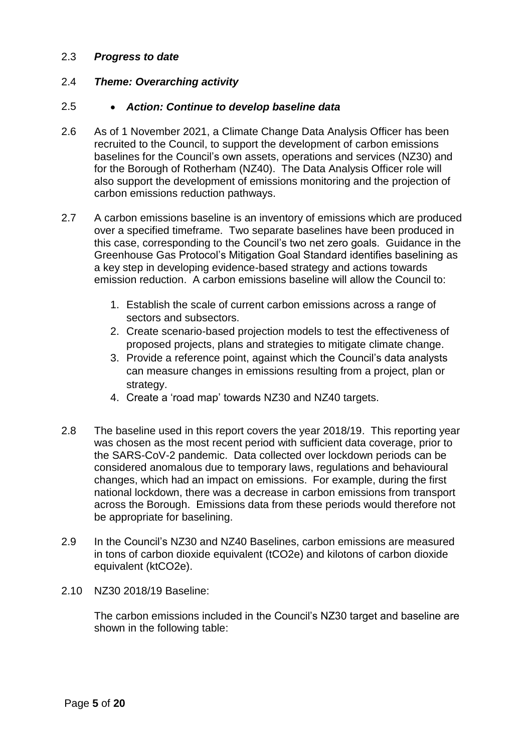2.3 ***Progress to date***

2.4 ***Theme: Overarching activity***

2.5 • ***Action: Continue to develop baseline data***

2.6 As of 1 November 2021, a Climate Change Data Analysis Officer has been recruited to the Council, to support the development of carbon emissions baselines for the Council's own assets, operations and services (NZ30) and for the Borough of Rotherham (NZ40). The Data Analysis Officer role will also support the development of emissions monitoring and the projection of carbon emissions reduction pathways.

2.7 A carbon emissions baseline is an inventory of emissions which are produced over a specified timeframe. Two separate baselines have been produced in this case, corresponding to the Council's two net zero goals. Guidance in the Greenhouse Gas Protocol's Mitigation Goal Standard identifies baselining as a key step in developing evidence-based strategy and actions towards emission reduction. A carbon emissions baseline will allow the Council to:

1. Establish the scale of current carbon emissions across a range of sectors and subsectors.
2. Create scenario-based projection models to test the effectiveness of proposed projects, plans and strategies to mitigate climate change.
3. Provide a reference point, against which the Council's data analysts can measure changes in emissions resulting from a project, plan or strategy.
4. Create a 'road map' towards NZ30 and NZ40 targets.

2.8 The baseline used in this report covers the year 2018/19. This reporting year was chosen as the most recent period with sufficient data coverage, prior to the SARS-CoV-2 pandemic. Data collected over lockdown periods can be considered anomalous due to temporary laws, regulations and behavioural changes, which had an impact on emissions. For example, during the first national lockdown, there was a decrease in carbon emissions from transport across the Borough. Emissions data from these periods would therefore not be appropriate for baselining.

2.9 In the Council's NZ30 and NZ40 Baselines, carbon emissions are measured in tons of carbon dioxide equivalent ($tCO_2e$) and kilotons of carbon dioxide equivalent ($ktCO_2e$).

2.10 NZ30 2018/19 Baseline:

The carbon emissions included in the Council's NZ30 target and baseline are shown in the following table: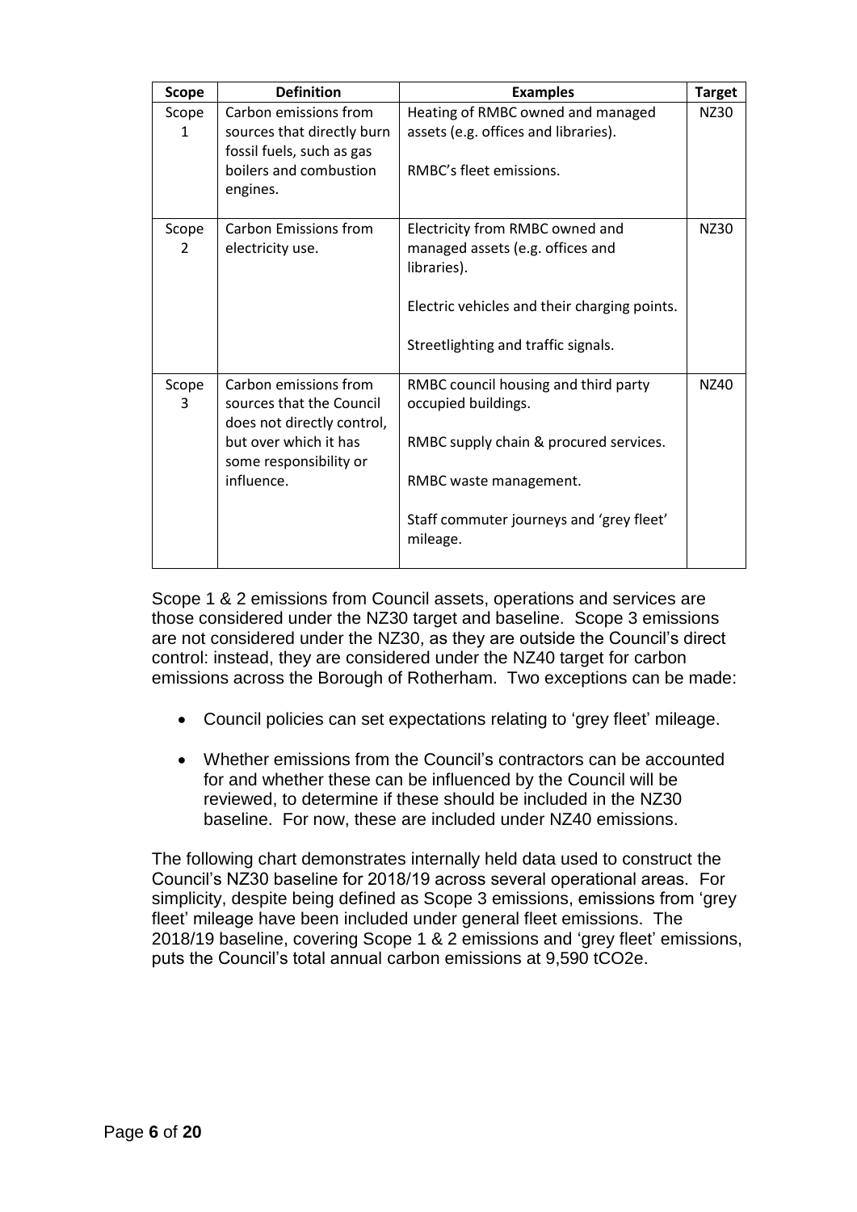| Scope | Definition | Examples | Target |
|---|---|---|---|
| Scope 1 | Carbon emissions from sources that directly burn fossil fuels, such as gas boilers and combustion engines. | Heating of RMBC owned and managed assets (e.g. offices and libraries).<br><br>RMBC's fleet emissions. | NZ30 |
| Scope 2 | Carbon Emissions from electricity use. | Electricity from RMBC owned and managed assets (e.g. offices and libraries).<br><br>Electric vehicles and their charging points.<br><br>Streetlighting and traffic signals. | NZ30 |
| Scope 3 | Carbon emissions from sources that the Council does not directly control, but over which it has some responsibility or influence. | RMBC council housing and third party occupied buildings.<br><br>RMBC supply chain & procured services.<br><br>RMBC waste management.<br><br>Staff commuter journeys and 'grey fleet' mileage. | NZ40 |

Scope 1 & 2 emissions from Council assets, operations and services are those considered under the NZ30 target and baseline. Scope 3 emissions are not considered under the NZ30, as they are outside the Council's direct control: instead, they are considered under the NZ40 target for carbon emissions across the Borough of Rotherham. Two exceptions can be made:

- Council policies can set expectations relating to 'grey fleet' mileage.
- Whether emissions from the Council's contractors can be accounted for and whether these can be influenced by the Council will be reviewed, to determine if these should be included in the NZ30 baseline. For now, these are included under NZ40 emissions.

The following chart demonstrates internally held data used to construct the Council's NZ30 baseline for 2018/19 across several operational areas. For simplicity, despite being defined as Scope 3 emissions, emissions from 'grey fleet' mileage have been included under general fleet emissions. The 2018/19 baseline, covering Scope 1 & 2 emissions and 'grey fleet' emissions, puts the Council's total annual carbon emissions at 9,590 $tCO_2e$.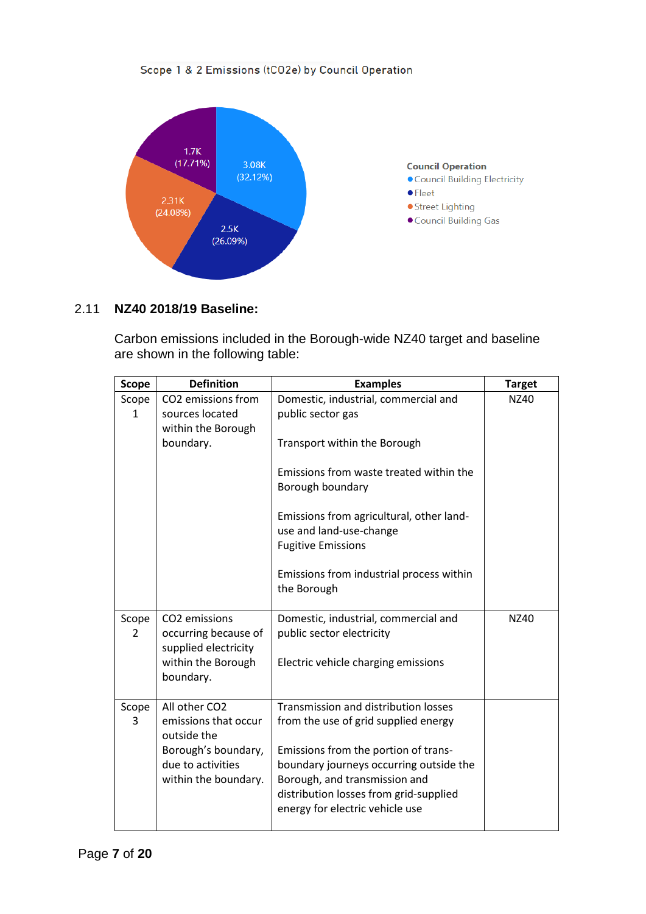Scope 1 & 2 Emissions (tCO2e) by Council Operation

Council Operation

- Council Building Electricity — 3.08K (32.12%)
- Fleet — 2.5K (26.09%)
- Street Lighting — 2.31K (24.08%)
- Council Building Gas — 1.7K (17.71%)

## 2.11 NZ40 2018/19 Baseline:

Carbon emissions included in the Borough-wide NZ40 target and baseline are shown in the following table:

| Scope | Definition | Examples | Target |
|---|---|---|---|
| Scope 1 | CO2 emissions from sources located within the Borough boundary. | Domestic, industrial, commercial and public sector gas<br><br>Transport within the Borough<br><br>Emissions from waste treated within the Borough boundary<br><br>Emissions from agricultural, other land-use and land-use-change<br>Fugitive Emissions<br><br>Emissions from industrial process within the Borough | NZ40 |
| Scope 2 | CO2 emissions occurring because of supplied electricity within the Borough boundary. | Domestic, industrial, commercial and public sector electricity<br><br>Electric vehicle charging emissions | NZ40 |
| Scope 3 | All other CO2 emissions that occur outside the Borough's boundary, due to activities within the boundary. | Transmission and distribution losses from the use of grid supplied energy<br><br>Emissions from the portion of trans-boundary journeys occurring outside the Borough, and transmission and distribution losses from grid-supplied energy for electric vehicle use | |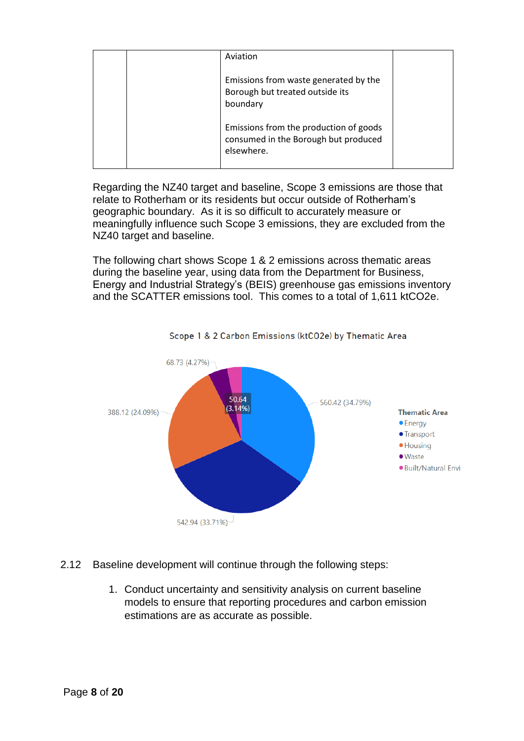| | | Aviation<br><br>Emissions from waste generated by the Borough but treated outside its boundary<br><br>Emissions from the production of goods consumed in the Borough but produced elsewhere. | |
|---|---|---|---|

Regarding the NZ40 target and baseline, Scope 3 emissions are those that relate to Rotherham or its residents but occur outside of Rotherham's geographic boundary. As it is so difficult to accurately measure or meaningfully influence such Scope 3 emissions, they are excluded from the NZ40 target and baseline.

The following chart shows Scope 1 & 2 emissions across thematic areas during the baseline year, using data from the Department for Business, Energy and Industrial Strategy's (BEIS) greenhouse gas emissions inventory and the SCATTER emissions tool. This comes to a total of 1,611 ktCO2e.

Scope 1 & 2 Carbon Emissions (ktCO2e) by Thematic Area

68.73 (4.27%)

50.64 (3.14%)

560.42 (34.79%)

388.12 (24.09%)

542.94 (33.71%)

Thematic Area
- Energy
- Transport
- Housing
- Waste
- Built/Natural Envi

2.12 Baseline development will continue through the following steps:

1. Conduct uncertainty and sensitivity analysis on current baseline models to ensure that reporting procedures and carbon emission estimations are as accurate as possible.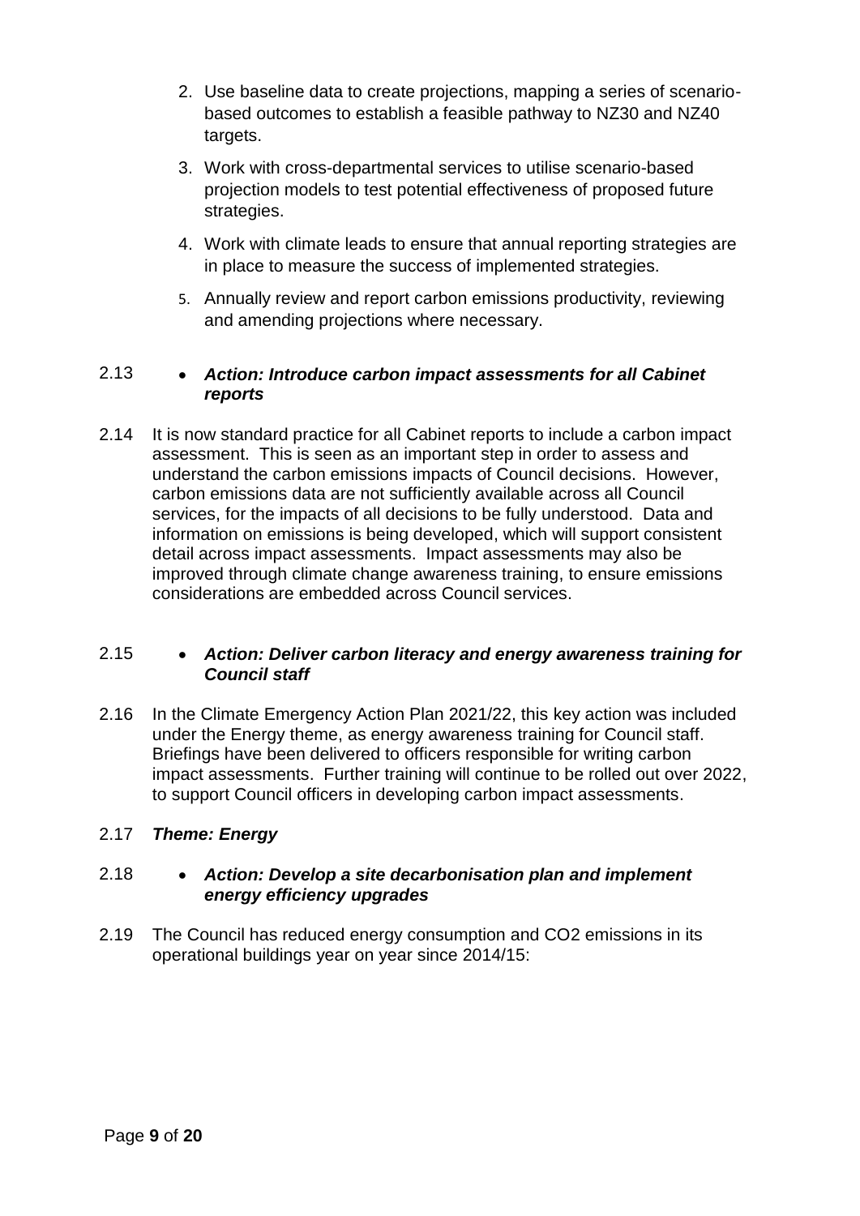2. Use baseline data to create projections, mapping a series of scenario-based outcomes to establish a feasible pathway to NZ30 and NZ40 targets.
3. Work with cross-departmental services to utilise scenario-based projection models to test potential effectiveness of proposed future strategies.
4. Work with climate leads to ensure that annual reporting strategies are in place to measure the success of implemented strategies.
5. Annually review and report carbon emissions productivity, reviewing and amending projections where necessary.

2.13 • ***Action: Introduce carbon impact assessments for all Cabinet reports***

2.14 It is now standard practice for all Cabinet reports to include a carbon impact assessment. This is seen as an important step in order to assess and understand the carbon emissions impacts of Council decisions. However, carbon emissions data are not sufficiently available across all Council services, for the impacts of all decisions to be fully understood. Data and information on emissions is being developed, which will support consistent detail across impact assessments. Impact assessments may also be improved through climate change awareness training, to ensure emissions considerations are embedded across Council services.

2.15 • ***Action: Deliver carbon literacy and energy awareness training for Council staff***

2.16 In the Climate Emergency Action Plan 2021/22, this key action was included under the Energy theme, as energy awareness training for Council staff. Briefings have been delivered to officers responsible for writing carbon impact assessments. Further training will continue to be rolled out over 2022, to support Council officers in developing carbon impact assessments.

2.17 ***Theme: Energy***

2.18 • ***Action: Develop a site decarbonisation plan and implement energy efficiency upgrades***

2.19 The Council has reduced energy consumption and $CO_2$ emissions in its operational buildings year on year since 2014/15: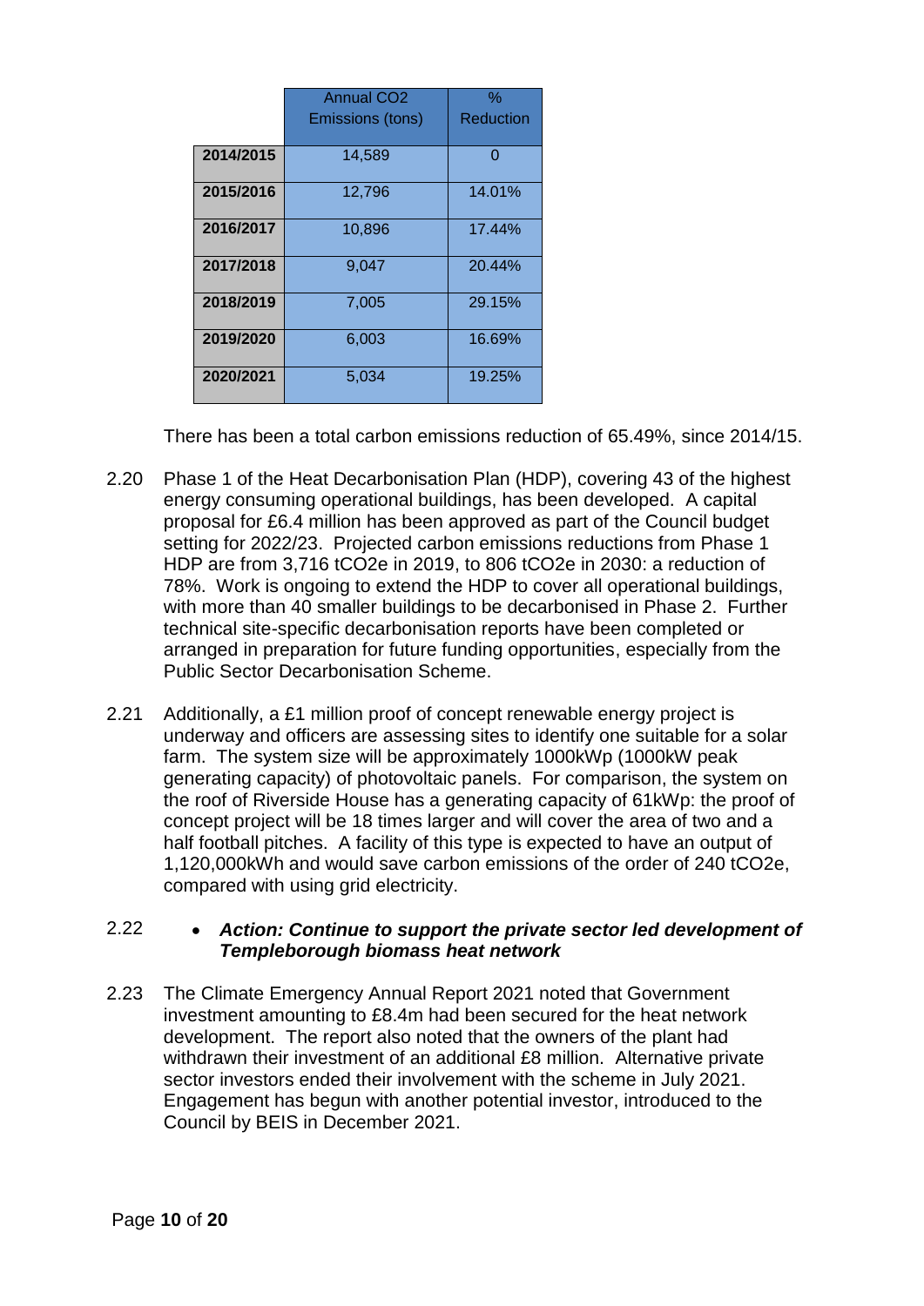| | Annual $CO_2$ Emissions (tons) | % Reduction |
|---|---|---|
| **2014/2015** | 14,589 | 0 |
| **2015/2016** | 12,796 | 14.01% |
| **2016/2017** | 10,896 | 17.44% |
| **2017/2018** | 9,047 | 20.44% |
| **2018/2019** | 7,005 | 29.15% |
| **2019/2020** | 6,003 | 16.69% |
| **2020/2021** | 5,034 | 19.25% |

There has been a total carbon emissions reduction of 65.49%, since 2014/15.

2.20 Phase 1 of the Heat Decarbonisation Plan (HDP), covering 43 of the highest energy consuming operational buildings, has been developed. A capital proposal for £6.4 million has been approved as part of the Council budget setting for 2022/23. Projected carbon emissions reductions from Phase 1 HDP are from 3,716 $tCO_2e$ in 2019, to 806 $tCO_2e$ in 2030: a reduction of 78%. Work is ongoing to extend the HDP to cover all operational buildings, with more than 40 smaller buildings to be decarbonised in Phase 2. Further technical site-specific decarbonisation reports have been completed or arranged in preparation for future funding opportunities, especially from the Public Sector Decarbonisation Scheme.

2.21 Additionally, a £1 million proof of concept renewable energy project is underway and officers are assessing sites to identify one suitable for a solar farm. The system size will be approximately 1000kWp (1000kW peak generating capacity) of photovoltaic panels. For comparison, the system on the roof of Riverside House has a generating capacity of 61kWp: the proof of concept project will be 18 times larger and will cover the area of two and a half football pitches. A facility of this type is expected to have an output of 1,120,000kWh and would save carbon emissions of the order of 240 $tCO_2e$, compared with using grid electricity.

2.22
- ***Action: Continue to support the private sector led development of Templeborough biomass heat network***

2.23 The Climate Emergency Annual Report 2021 noted that Government investment amounting to £8.4m had been secured for the heat network development. The report also noted that the owners of the plant had withdrawn their investment of an additional £8 million. Alternative private sector investors ended their involvement with the scheme in July 2021. Engagement has begun with another potential investor, introduced to the Council by BEIS in December 2021.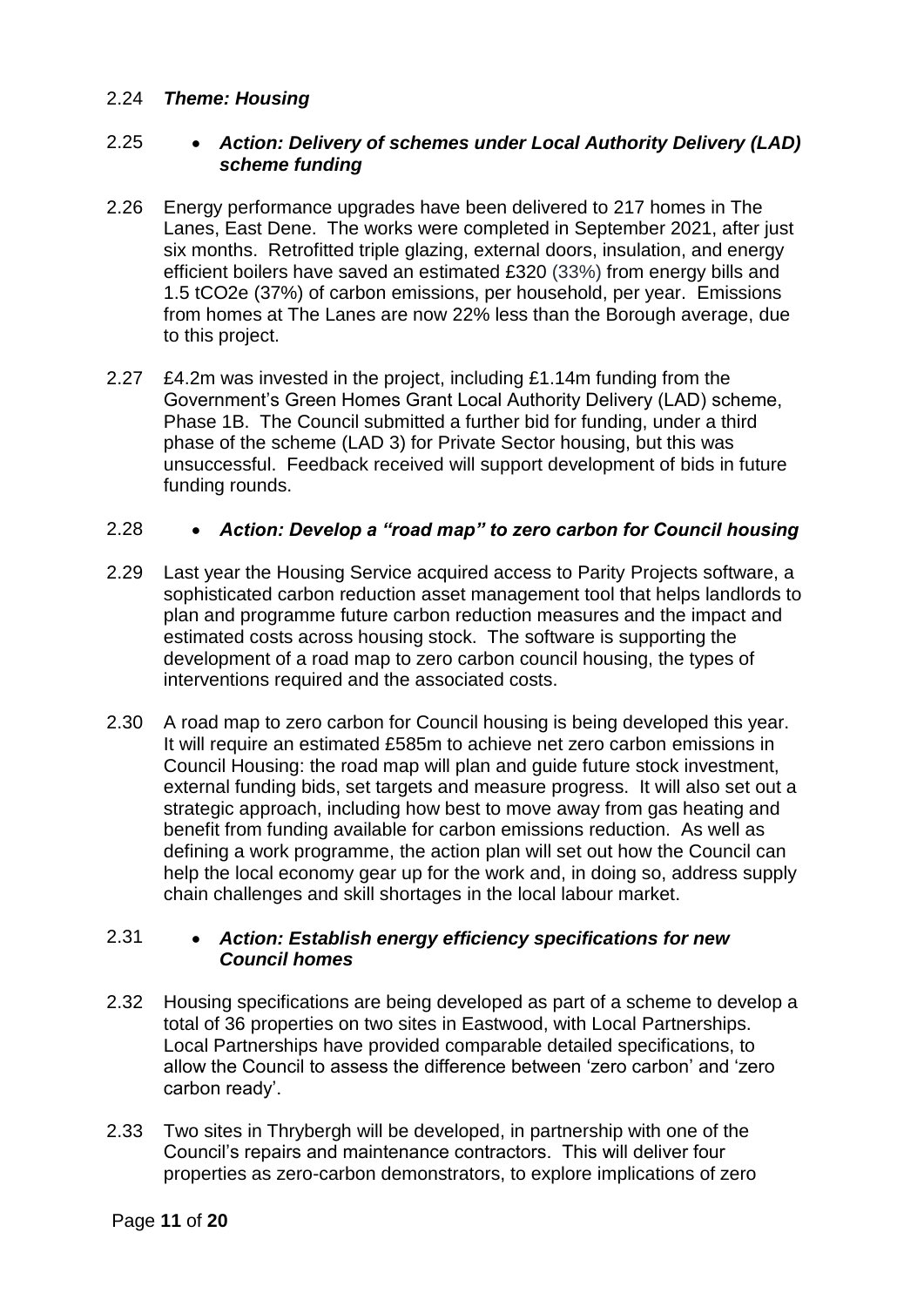2.24 ***Theme: Housing***

2.25 - ***Action: Delivery of schemes under Local Authority Delivery (LAD) scheme funding***

2.26 Energy performance upgrades have been delivered to 217 homes in The Lanes, East Dene. The works were completed in September 2021, after just six months. Retrofitted triple glazing, external doors, insulation, and energy efficient boilers have saved an estimated £320 (33%) from energy bills and 1.5 tCO2e (37%) of carbon emissions, per household, per year. Emissions from homes at The Lanes are now 22% less than the Borough average, due to this project.

2.27 £4.2m was invested in the project, including £1.14m funding from the Government's Green Homes Grant Local Authority Delivery (LAD) scheme, Phase 1B. The Council submitted a further bid for funding, under a third phase of the scheme (LAD 3) for Private Sector housing, but this was unsuccessful. Feedback received will support development of bids in future funding rounds.

2.28 - ***Action: Develop a "road map" to zero carbon for Council housing***

2.29 Last year the Housing Service acquired access to Parity Projects software, a sophisticated carbon reduction asset management tool that helps landlords to plan and programme future carbon reduction measures and the impact and estimated costs across housing stock. The software is supporting the development of a road map to zero carbon council housing, the types of interventions required and the associated costs.

2.30 A road map to zero carbon for Council housing is being developed this year. It will require an estimated £585m to achieve net zero carbon emissions in Council Housing: the road map will plan and guide future stock investment, external funding bids, set targets and measure progress. It will also set out a strategic approach, including how best to move away from gas heating and benefit from funding available for carbon emissions reduction. As well as defining a work programme, the action plan will set out how the Council can help the local economy gear up for the work and, in doing so, address supply chain challenges and skill shortages in the local labour market.

2.31 - ***Action: Establish energy efficiency specifications for new Council homes***

2.32 Housing specifications are being developed as part of a scheme to develop a total of 36 properties on two sites in Eastwood, with Local Partnerships. Local Partnerships have provided comparable detailed specifications, to allow the Council to assess the difference between 'zero carbon' and 'zero carbon ready'.

2.33 Two sites in Thrybergh will be developed, in partnership with one of the Council's repairs and maintenance contractors. This will deliver four properties as zero-carbon demonstrators, to explore implications of zero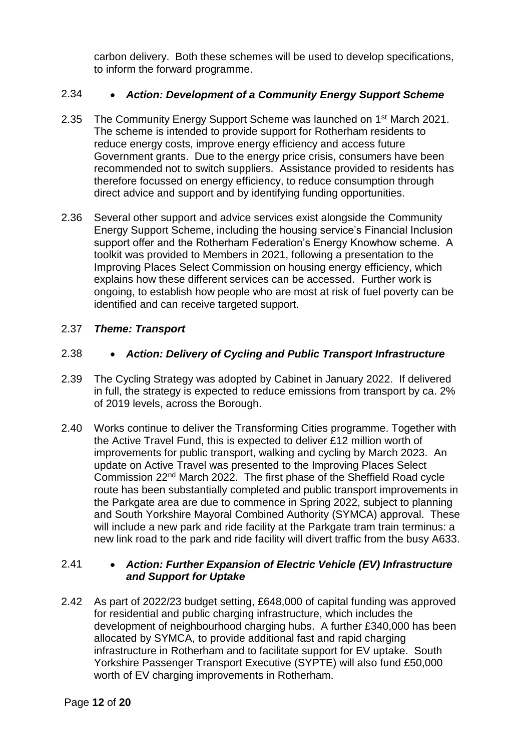carbon delivery. Both these schemes will be used to develop specifications, to inform the forward programme.

2.34 • ***Action: Development of a Community Energy Support Scheme***

2.35 The Community Energy Support Scheme was launched on 1st March 2021. The scheme is intended to provide support for Rotherham residents to reduce energy costs, improve energy efficiency and access future Government grants. Due to the energy price crisis, consumers have been recommended not to switch suppliers. Assistance provided to residents has therefore focussed on energy efficiency, to reduce consumption through direct advice and support and by identifying funding opportunities.

2.36 Several other support and advice services exist alongside the Community Energy Support Scheme, including the housing service's Financial Inclusion support offer and the Rotherham Federation's Energy Knowhow scheme. A toolkit was provided to Members in 2021, following a presentation to the Improving Places Select Commission on housing energy efficiency, which explains how these different services can be accessed. Further work is ongoing, to establish how people who are most at risk of fuel poverty can be identified and can receive targeted support.

2.37 ***Theme: Transport***

2.38 • ***Action: Delivery of Cycling and Public Transport Infrastructure***

2.39 The Cycling Strategy was adopted by Cabinet in January 2022. If delivered in full, the strategy is expected to reduce emissions from transport by ca. 2% of 2019 levels, across the Borough.

2.40 Works continue to deliver the Transforming Cities programme. Together with the Active Travel Fund, this is expected to deliver £12 million worth of improvements for public transport, walking and cycling by March 2023. An update on Active Travel was presented to the Improving Places Select Commission 22nd March 2022. The first phase of the Sheffield Road cycle route has been substantially completed and public transport improvements in the Parkgate area are due to commence in Spring 2022, subject to planning and South Yorkshire Mayoral Combined Authority (SYMCA) approval. These will include a new park and ride facility at the Parkgate tram train terminus: a new link road to the park and ride facility will divert traffic from the busy A633.

2.41 • ***Action: Further Expansion of Electric Vehicle (EV) Infrastructure and Support for Uptake***

2.42 As part of 2022/23 budget setting, £648,000 of capital funding was approved for residential and public charging infrastructure, which includes the development of neighbourhood charging hubs. A further £340,000 has been allocated by SYMCA, to provide additional fast and rapid charging infrastructure in Rotherham and to facilitate support for EV uptake. South Yorkshire Passenger Transport Executive (SYPTE) will also fund £50,000 worth of EV charging improvements in Rotherham.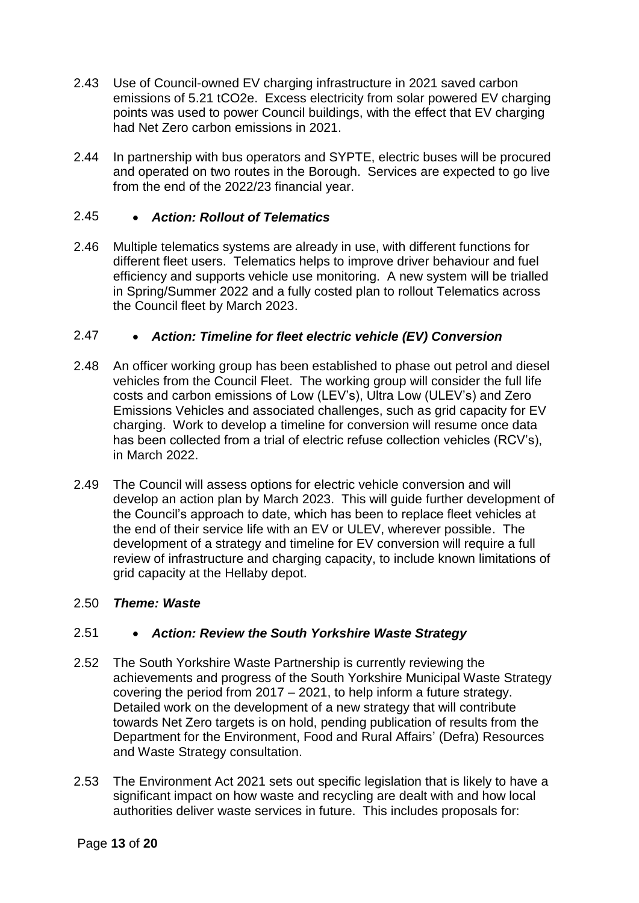2.43 Use of Council-owned EV charging infrastructure in 2021 saved carbon emissions of 5.21 $tCO_2e$. Excess electricity from solar powered EV charging points was used to power Council buildings, with the effect that EV charging had Net Zero carbon emissions in 2021.

2.44 In partnership with bus operators and SYPTE, electric buses will be procured and operated on two routes in the Borough. Services are expected to go live from the end of the 2022/23 financial year.

2.45 • ***Action: Rollout of Telematics***

2.46 Multiple telematics systems are already in use, with different functions for different fleet users. Telematics helps to improve driver behaviour and fuel efficiency and supports vehicle use monitoring. A new system will be trialled in Spring/Summer 2022 and a fully costed plan to rollout Telematics across the Council fleet by March 2023.

2.47 • ***Action: Timeline for fleet electric vehicle (EV) Conversion***

2.48 An officer working group has been established to phase out petrol and diesel vehicles from the Council Fleet. The working group will consider the full life costs and carbon emissions of Low (LEV's), Ultra Low (ULEV's) and Zero Emissions Vehicles and associated challenges, such as grid capacity for EV charging. Work to develop a timeline for conversion will resume once data has been collected from a trial of electric refuse collection vehicles (RCV's), in March 2022.

2.49 The Council will assess options for electric vehicle conversion and will develop an action plan by March 2023. This will guide further development of the Council's approach to date, which has been to replace fleet vehicles at the end of their service life with an EV or ULEV, wherever possible. The development of a strategy and timeline for EV conversion will require a full review of infrastructure and charging capacity, to include known limitations of grid capacity at the Hellaby depot.

2.50 ***Theme: Waste***

2.51 • ***Action: Review the South Yorkshire Waste Strategy***

2.52 The South Yorkshire Waste Partnership is currently reviewing the achievements and progress of the South Yorkshire Municipal Waste Strategy covering the period from 2017 – 2021, to help inform a future strategy. Detailed work on the development of a new strategy that will contribute towards Net Zero targets is on hold, pending publication of results from the Department for the Environment, Food and Rural Affairs' (Defra) Resources and Waste Strategy consultation.

2.53 The Environment Act 2021 sets out specific legislation that is likely to have a significant impact on how waste and recycling are dealt with and how local authorities deliver waste services in future. This includes proposals for: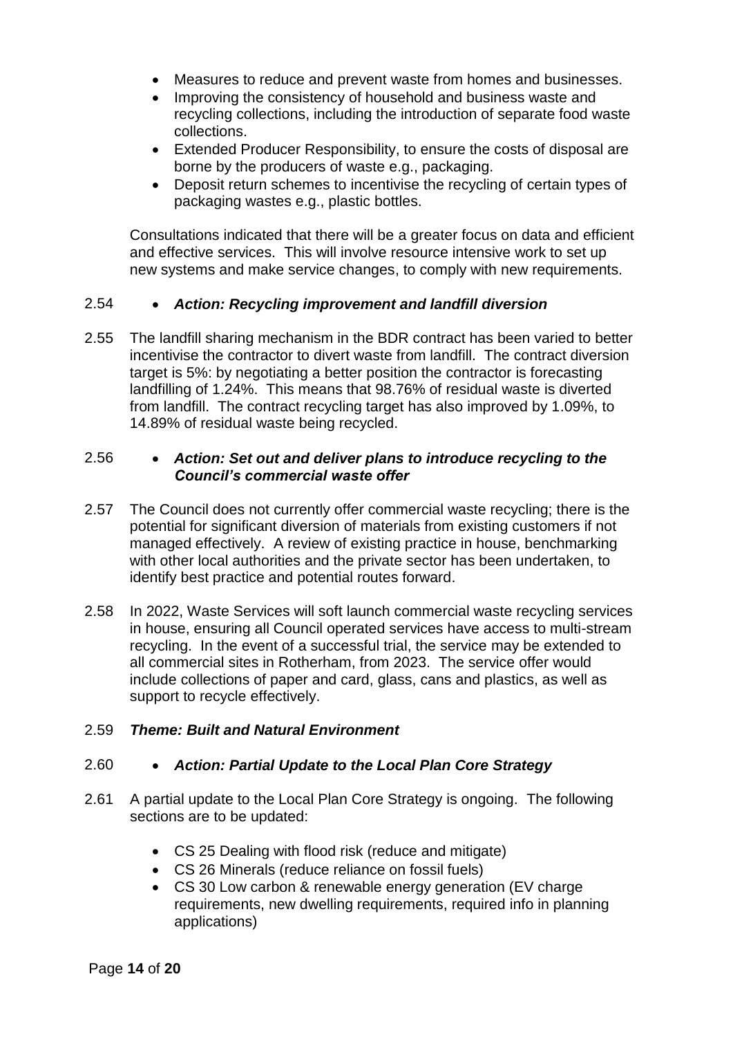- Measures to reduce and prevent waste from homes and businesses.
- Improving the consistency of household and business waste and recycling collections, including the introduction of separate food waste collections.
- Extended Producer Responsibility, to ensure the costs of disposal are borne by the producers of waste e.g., packaging.
- Deposit return schemes to incentivise the recycling of certain types of packaging wastes e.g., plastic bottles.

Consultations indicated that there will be a greater focus on data and efficient and effective services. This will involve resource intensive work to set up new systems and make service changes, to comply with new requirements.

2.54 • ***Action: Recycling improvement and landfill diversion***

2.55 The landfill sharing mechanism in the BDR contract has been varied to better incentivise the contractor to divert waste from landfill. The contract diversion target is 5%: by negotiating a better position the contractor is forecasting landfilling of 1.24%. This means that 98.76% of residual waste is diverted from landfill. The contract recycling target has also improved by 1.09%, to 14.89% of residual waste being recycled.

2.56 • ***Action: Set out and deliver plans to introduce recycling to the Council's commercial waste offer***

2.57 The Council does not currently offer commercial waste recycling; there is the potential for significant diversion of materials from existing customers if not managed effectively. A review of existing practice in house, benchmarking with other local authorities and the private sector has been undertaken, to identify best practice and potential routes forward.

2.58 In 2022, Waste Services will soft launch commercial waste recycling services in house, ensuring all Council operated services have access to multi-stream recycling. In the event of a successful trial, the service may be extended to all commercial sites in Rotherham, from 2023. The service offer would include collections of paper and card, glass, cans and plastics, as well as support to recycle effectively.

2.59 ***Theme: Built and Natural Environment***

2.60 • ***Action: Partial Update to the Local Plan Core Strategy***

2.61 A partial update to the Local Plan Core Strategy is ongoing. The following sections are to be updated:

- CS 25 Dealing with flood risk (reduce and mitigate)
- CS 26 Minerals (reduce reliance on fossil fuels)
- CS 30 Low carbon & renewable energy generation (EV charge requirements, new dwelling requirements, required info in planning applications)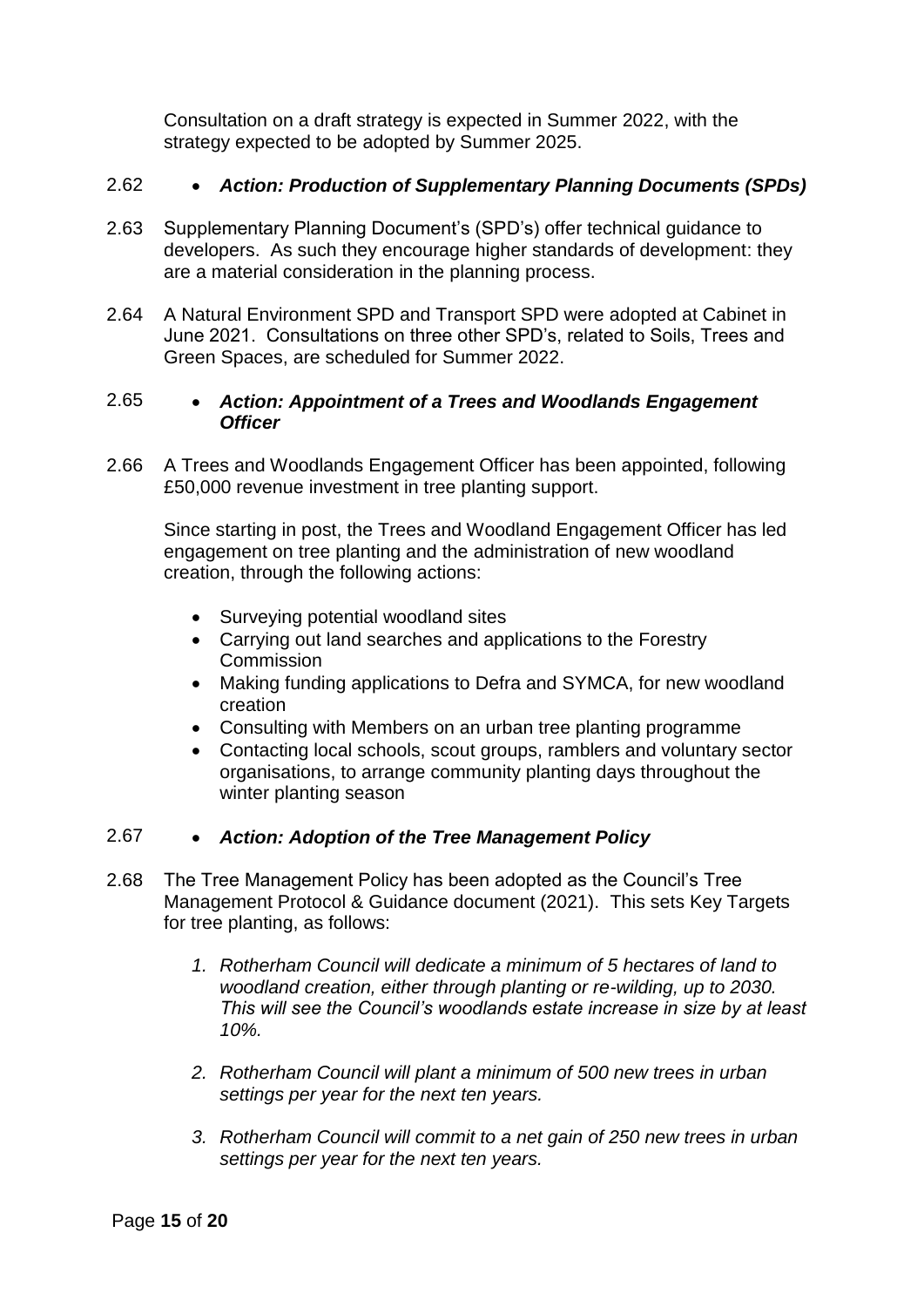Consultation on a draft strategy is expected in Summer 2022, with the strategy expected to be adopted by Summer 2025.

2.62 • ***Action: Production of Supplementary Planning Documents (SPDs)***

2.63 Supplementary Planning Document's (SPD's) offer technical guidance to developers. As such they encourage higher standards of development: they are a material consideration in the planning process.

2.64 A Natural Environment SPD and Transport SPD were adopted at Cabinet in June 2021. Consultations on three other SPD's, related to Soils, Trees and Green Spaces, are scheduled for Summer 2022.

2.65 • ***Action: Appointment of a Trees and Woodlands Engagement Officer***

2.66 A Trees and Woodlands Engagement Officer has been appointed, following £50,000 revenue investment in tree planting support.

Since starting in post, the Trees and Woodland Engagement Officer has led engagement on tree planting and the administration of new woodland creation, through the following actions:

- Surveying potential woodland sites
- Carrying out land searches and applications to the Forestry Commission
- Making funding applications to Defra and SYMCA, for new woodland creation
- Consulting with Members on an urban tree planting programme
- Contacting local schools, scout groups, ramblers and voluntary sector organisations, to arrange community planting days throughout the winter planting season

2.67 • ***Action: Adoption of the Tree Management Policy***

2.68 The Tree Management Policy has been adopted as the Council's Tree Management Protocol & Guidance document (2021). This sets Key Targets for tree planting, as follows:

1. *Rotherham Council will dedicate a minimum of 5 hectares of land to woodland creation, either through planting or re-wilding, up to 2030. This will see the Council's woodlands estate increase in size by at least 10%.*

2. *Rotherham Council will plant a minimum of 500 new trees in urban settings per year for the next ten years.*

3. *Rotherham Council will commit to a net gain of 250 new trees in urban settings per year for the next ten years.*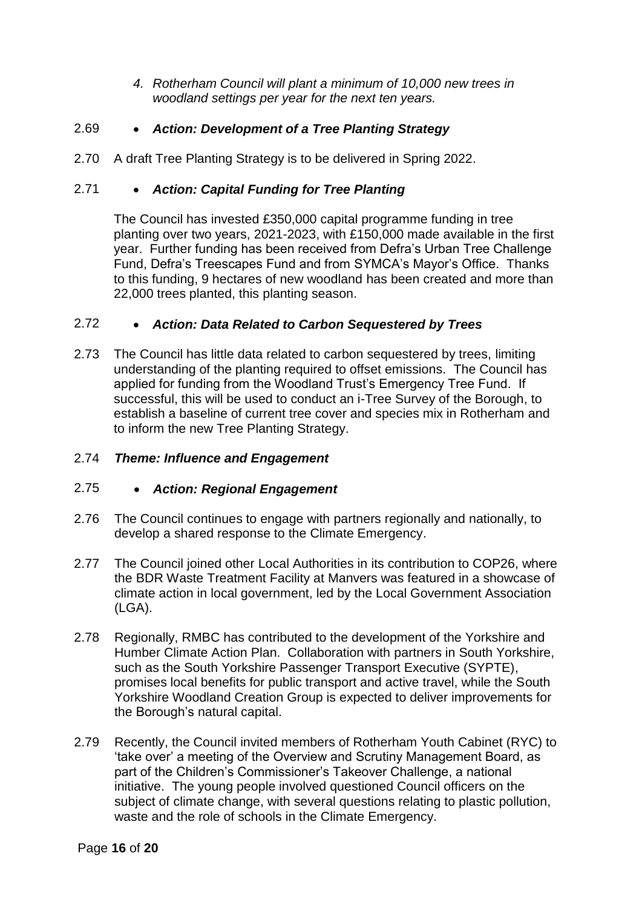*4. Rotherham Council will plant a minimum of 10,000 new trees in woodland settings per year for the next ten years.*

2.69 • ***Action: Development of a Tree Planting Strategy***

2.70 A draft Tree Planting Strategy is to be delivered in Spring 2022.

2.71 • ***Action: Capital Funding for Tree Planting***

The Council has invested £350,000 capital programme funding in tree planting over two years, 2021-2023, with £150,000 made available in the first year. Further funding has been received from Defra's Urban Tree Challenge Fund, Defra's Treescapes Fund and from SYMCA's Mayor's Office. Thanks to this funding, 9 hectares of new woodland has been created and more than 22,000 trees planted, this planting season.

2.72 • ***Action: Data Related to Carbon Sequestered by Trees***

2.73 The Council has little data related to carbon sequestered by trees, limiting understanding of the planting required to offset emissions. The Council has applied for funding from the Woodland Trust's Emergency Tree Fund. If successful, this will be used to conduct an i-Tree Survey of the Borough, to establish a baseline of current tree cover and species mix in Rotherham and to inform the new Tree Planting Strategy.

2.74 ***Theme: Influence and Engagement***

2.75 • ***Action: Regional Engagement***

2.76 The Council continues to engage with partners regionally and nationally, to develop a shared response to the Climate Emergency.

2.77 The Council joined other Local Authorities in its contribution to COP26, where the BDR Waste Treatment Facility at Manvers was featured in a showcase of climate action in local government, led by the Local Government Association (LGA).

2.78 Regionally, RMBC has contributed to the development of the Yorkshire and Humber Climate Action Plan. Collaboration with partners in South Yorkshire, such as the South Yorkshire Passenger Transport Executive (SYPTE), promises local benefits for public transport and active travel, while the South Yorkshire Woodland Creation Group is expected to deliver improvements for the Borough's natural capital.

2.79 Recently, the Council invited members of Rotherham Youth Cabinet (RYC) to 'take over' a meeting of the Overview and Scrutiny Management Board, as part of the Children's Commissioner's Takeover Challenge, a national initiative. The young people involved questioned Council officers on the subject of climate change, with several questions relating to plastic pollution, waste and the role of schools in the Climate Emergency.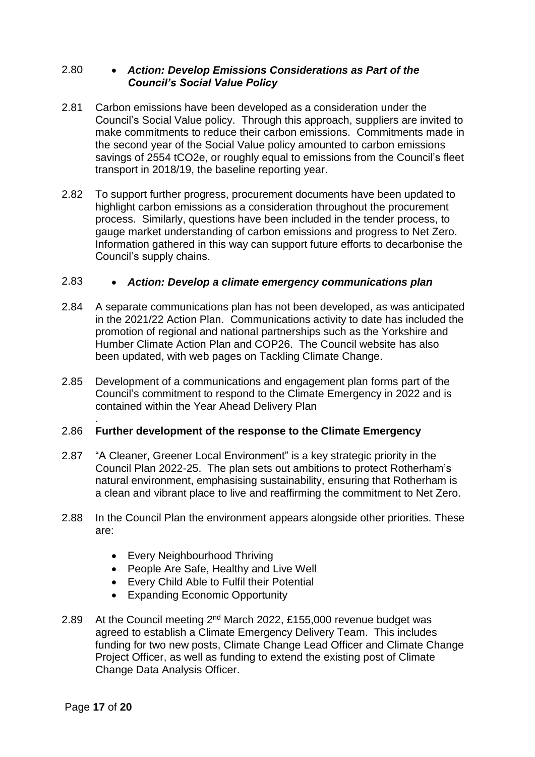2.80 • ***Action: Develop Emissions Considerations as Part of the Council's Social Value Policy***

2.81 Carbon emissions have been developed as a consideration under the Council's Social Value policy. Through this approach, suppliers are invited to make commitments to reduce their carbon emissions. Commitments made in the second year of the Social Value policy amounted to carbon emissions savings of 2554 $tCO_2e$, or roughly equal to emissions from the Council's fleet transport in 2018/19, the baseline reporting year.

2.82 To support further progress, procurement documents have been updated to highlight carbon emissions as a consideration throughout the procurement process. Similarly, questions have been included in the tender process, to gauge market understanding of carbon emissions and progress to Net Zero. Information gathered in this way can support future efforts to decarbonise the Council's supply chains.

2.83 • ***Action: Develop a climate emergency communications plan***

2.84 A separate communications plan has not been developed, as was anticipated in the 2021/22 Action Plan. Communications activity to date has included the promotion of regional and national partnerships such as the Yorkshire and Humber Climate Action Plan and COP26. The Council website has also been updated, with web pages on Tackling Climate Change.

2.85 Development of a communications and engagement plan forms part of the Council's commitment to respond to the Climate Emergency in 2022 and is contained within the Year Ahead Delivery Plan
.

2.86 **Further development of the response to the Climate Emergency**

2.87 "A Cleaner, Greener Local Environment" is a key strategic priority in the Council Plan 2022-25. The plan sets out ambitions to protect Rotherham's natural environment, emphasising sustainability, ensuring that Rotherham is a clean and vibrant place to live and reaffirming the commitment to Net Zero.

2.88 In the Council Plan the environment appears alongside other priorities. These are:

- Every Neighbourhood Thriving
- People Are Safe, Healthy and Live Well
- Every Child Able to Fulfil their Potential
- Expanding Economic Opportunity

2.89 At the Council meeting 2nd March 2022, £155,000 revenue budget was agreed to establish a Climate Emergency Delivery Team. This includes funding for two new posts, Climate Change Lead Officer and Climate Change Project Officer, as well as funding to extend the existing post of Climate Change Data Analysis Officer.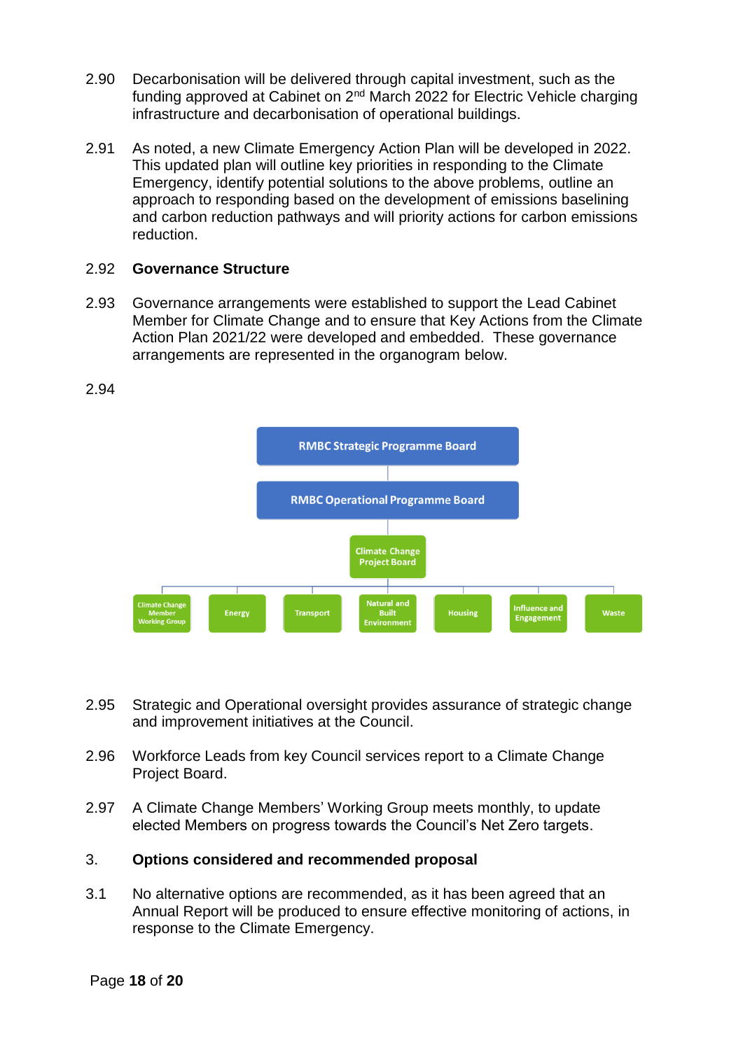2.90 Decarbonisation will be delivered through capital investment, such as the funding approved at Cabinet on 2nd March 2022 for Electric Vehicle charging infrastructure and decarbonisation of operational buildings.

2.91 As noted, a new Climate Emergency Action Plan will be developed in 2022. This updated plan will outline key priorities in responding to the Climate Emergency, identify potential solutions to the above problems, outline an approach to responding based on the development of emissions baselining and carbon reduction pathways and will priority actions for carbon emissions reduction.

2.92 **Governance Structure**

2.93 Governance arrangements were established to support the Lead Cabinet Member for Climate Change and to ensure that Key Actions from the Climate Action Plan 2021/22 were developed and embedded. These governance arrangements are represented in the organogram below.

2.94

- RMBC Strategic Programme Board
  - RMBC Operational Programme Board
    - Climate Change Project Board
      - Climate Change Member Working Group
      - Energy
      - Transport
      - Natural and Built Environment
      - Housing
      - Influence and Engagement
      - Waste

2.95 Strategic and Operational oversight provides assurance of strategic change and improvement initiatives at the Council.

2.96 Workforce Leads from key Council services report to a Climate Change Project Board.

2.97 A Climate Change Members' Working Group meets monthly, to update elected Members on progress towards the Council's Net Zero targets.

## 3. Options considered and recommended proposal

3.1 No alternative options are recommended, as it has been agreed that an Annual Report will be produced to ensure effective monitoring of actions, in response to the Climate Emergency.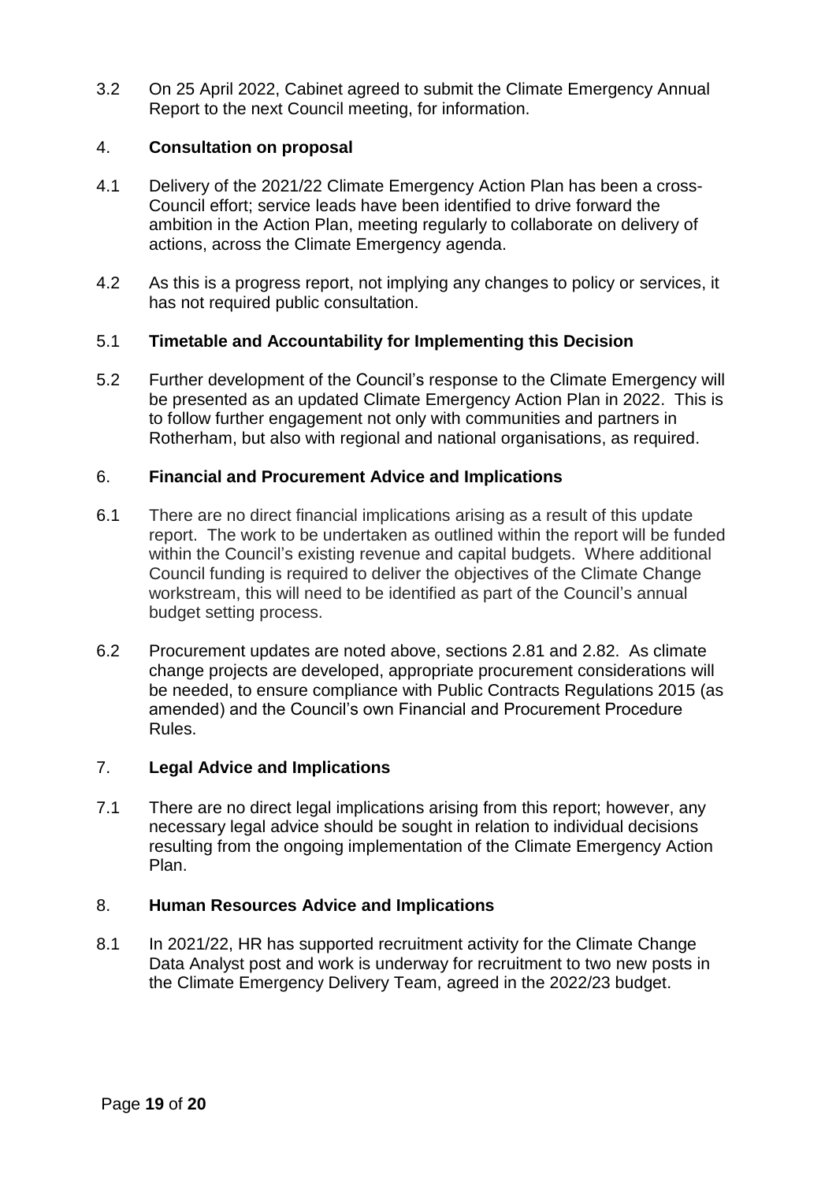3.2 On 25 April 2022, Cabinet agreed to submit the Climate Emergency Annual Report to the next Council meeting, for information.

## 4. Consultation on proposal

4.1 Delivery of the 2021/22 Climate Emergency Action Plan has been a cross-Council effort; service leads have been identified to drive forward the ambition in the Action Plan, meeting regularly to collaborate on delivery of actions, across the Climate Emergency agenda.

4.2 As this is a progress report, not implying any changes to policy or services, it has not required public consultation.

## 5.1 Timetable and Accountability for Implementing this Decision

5.2 Further development of the Council's response to the Climate Emergency will be presented as an updated Climate Emergency Action Plan in 2022. This is to follow further engagement not only with communities and partners in Rotherham, but also with regional and national organisations, as required.

## 6. Financial and Procurement Advice and Implications

6.1 There are no direct financial implications arising as a result of this update report. The work to be undertaken as outlined within the report will be funded within the Council's existing revenue and capital budgets. Where additional Council funding is required to deliver the objectives of the Climate Change workstream, this will need to be identified as part of the Council's annual budget setting process.

6.2 Procurement updates are noted above, sections 2.81 and 2.82. As climate change projects are developed, appropriate procurement considerations will be needed, to ensure compliance with Public Contracts Regulations 2015 (as amended) and the Council's own Financial and Procurement Procedure Rules.

## 7. Legal Advice and Implications

7.1 There are no direct legal implications arising from this report; however, any necessary legal advice should be sought in relation to individual decisions resulting from the ongoing implementation of the Climate Emergency Action Plan.

## 8. Human Resources Advice and Implications

8.1 In 2021/22, HR has supported recruitment activity for the Climate Change Data Analyst post and work is underway for recruitment to two new posts in the Climate Emergency Delivery Team, agreed in the 2022/23 budget.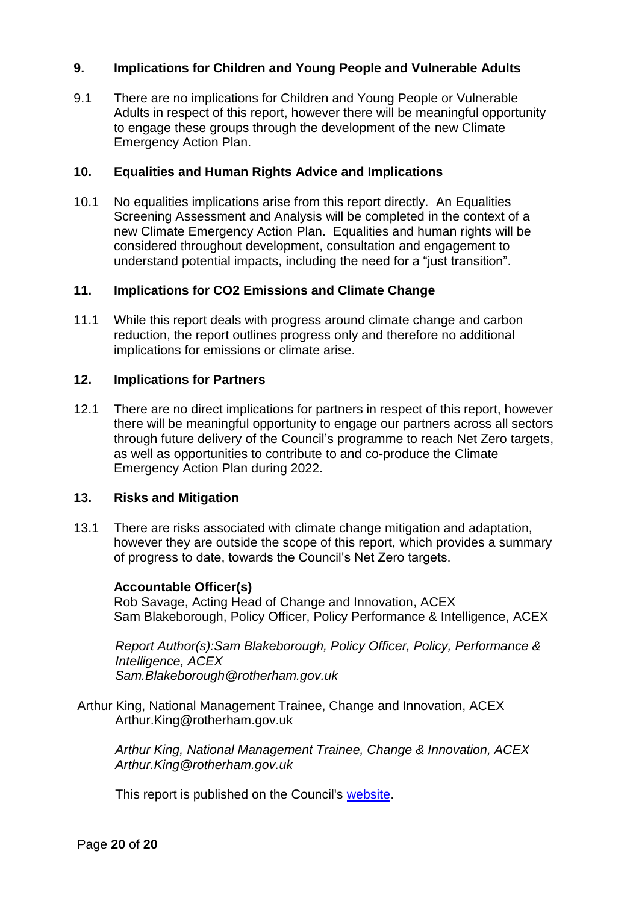## 9. Implications for Children and Young People and Vulnerable Adults

9.1 There are no implications for Children and Young People or Vulnerable Adults in respect of this report, however there will be meaningful opportunity to engage these groups through the development of the new Climate Emergency Action Plan.

## 10. Equalities and Human Rights Advice and Implications

10.1 No equalities implications arise from this report directly. An Equalities Screening Assessment and Analysis will be completed in the context of a new Climate Emergency Action Plan. Equalities and human rights will be considered throughout development, consultation and engagement to understand potential impacts, including the need for a "just transition".

## 11. Implications for CO2 Emissions and Climate Change

11.1 While this report deals with progress around climate change and carbon reduction, the report outlines progress only and therefore no additional implications for emissions or climate arise.

## 12. Implications for Partners

12.1 There are no direct implications for partners in respect of this report, however there will be meaningful opportunity to engage our partners across all sectors through future delivery of the Council's programme to reach Net Zero targets, as well as opportunities to contribute to and co-produce the Climate Emergency Action Plan during 2022.

## 13. Risks and Mitigation

13.1 There are risks associated with climate change mitigation and adaptation, however they are outside the scope of this report, which provides a summary of progress to date, towards the Council's Net Zero targets.

**Accountable Officer(s)**
Rob Savage, Acting Head of Change and Innovation, ACEX
Sam Blakeborough, Policy Officer, Policy Performance & Intelligence, ACEX

*Report Author(s):Sam Blakeborough, Policy Officer, Policy, Performance & Intelligence, ACEX*
*Sam.Blakeborough@rotherham.gov.uk*

Arthur King, National Management Trainee, Change and Innovation, ACEX
Arthur.King@rotherham.gov.uk

*Arthur King, National Management Trainee, Change & Innovation, ACEX*
*Arthur.King@rotherham.gov.uk*

This report is published on the Council's website.